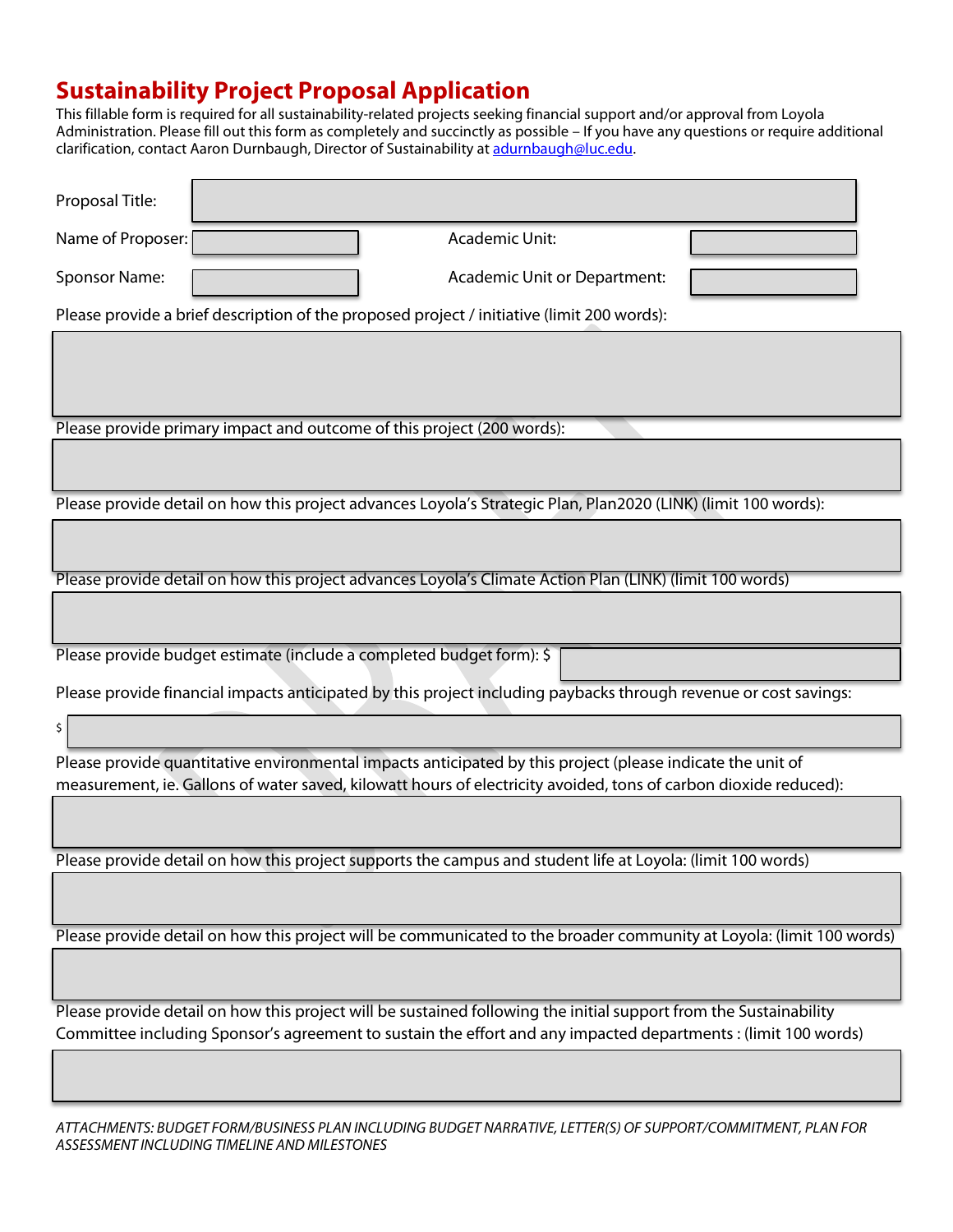# Sustainability Project Proposal Application

This fillable form is required for all sustainability-related projects seeking financial support and/or approval from Loyola Administration. Please fill out this form as completely and succinctly as possible – If you have any questions or require additional clarification, contact Aaron Durnbaugh, Director of Sustainability at [adurnbaugh@luc.edu](mailto:adurnbaugh@luc.edu).

Proposal Title:

Name of Proposer: Academic Unit:

Sponsor Name: Academic Unit or Department:

Please provide a brief description of the proposed project / initiative (limit 200 words):

Please provide primary impact and outcome of this project (200 words):

Please provide detail on how this project advances Loyola's Strategic Plan, Plan2020 (LINK) (limit 100 words):

Please provide detail on how this project advances Loyola's Climate Action Plan (LINK) (limit 100 words)

Please provide budget estimate (include a completed budget form): $

Please provide financial impacts anticipated by this project including paybacks through revenue or cost savings:

$

Please provide quantitative environmental impacts anticipated by this project (please indicate the unit of measurement, ie. Gallons of water saved, kilowatt hours of electricity avoided, tons of carbon dioxide reduced):

Please provide detail on how this project supports the campus and student life at Loyola: (limit 100 words)

Please provide detail on how this project will be communicated to the broader community at Loyola: (limit 100 words)

Please provide detail on how this project will be sustained following the initial support from the Sustainability Committee including Sponsor's agreement to sustain the effort and any impacted departments : (limit 100 words)

*ATTACHMENTS: BUDGET FORM/BUSINESS PLAN INCLUDING BUDGET NARRATIVE, LETTER(S) OF SUPPORT/COMMITMENT, PLAN FOR ASSESSMENT INCLUDING TIMELINE AND MILESTONES*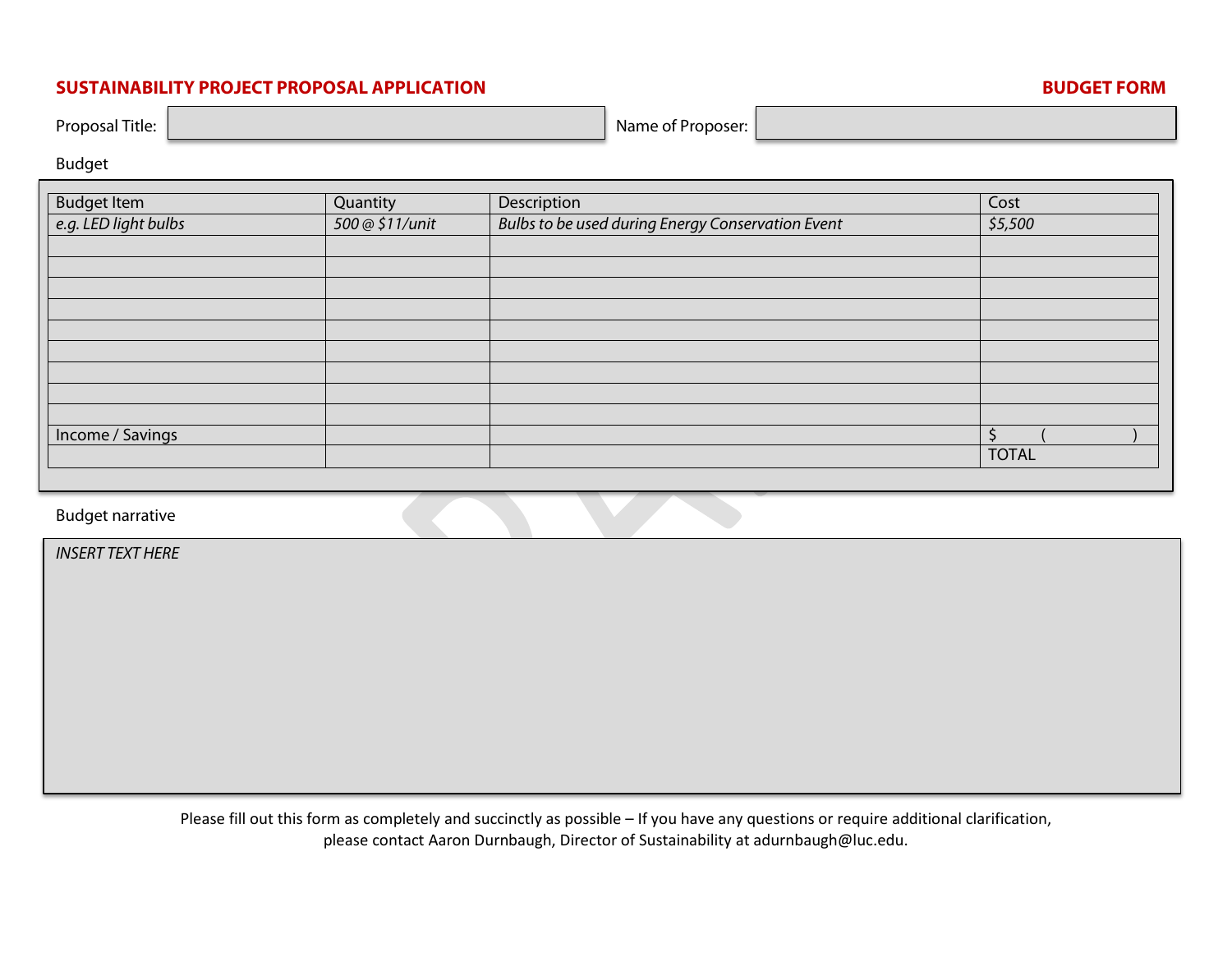**SUSTAINABILITY PROJECT PROPOSAL APPLICATION** **BUDGET FORM**

Proposal Title: Name of Proposer:

Budget

| Budget Item | Quantity | Description | Cost |
|---|---|---|---|
| *e.g. LED light bulbs* | *500 @ $11/unit* | *Bulbs to be used during Energy Conservation Event* | *$5,500* |
| | | | |
| | | | |
| | | | |
| | | | |
| | | | |
| | | | |
| | | | |
| | | | |
| | | | |
| Income / Savings | | | $ ( ) |
| | | | TOTAL |

Budget narrative

*INSERT TEXT HERE*

Please fill out this form as completely and succinctly as possible – If you have any questions or require additional clarification, please contact Aaron Durnbaugh, Director of Sustainability at adurnbaugh@luc.edu.